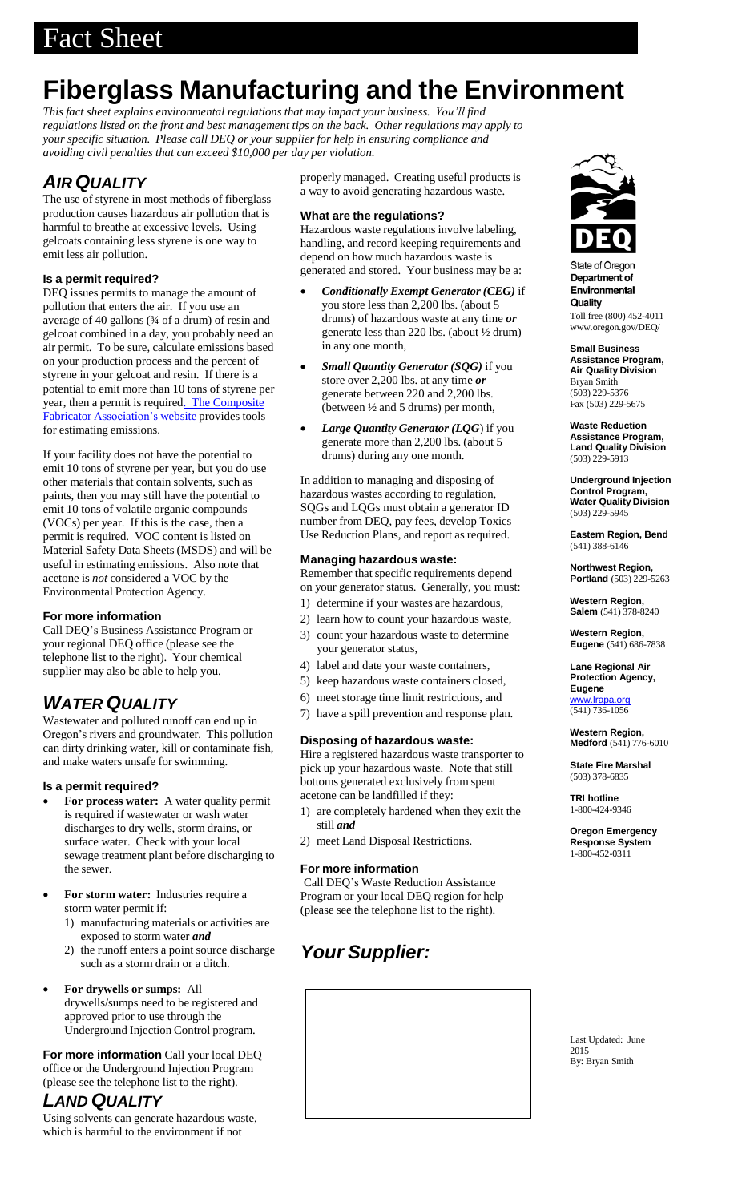# Fact Sheet

# Fiberglass Manufacturing and the Environment

*This fact sheet explains environmental regulations that may impact your business. You'll find regulations listed on the front and best management tips on the back. Other regulations may apply to your specific situation. Please call DEQ or your supplier for help in ensuring compliance and avoiding civil penalties that can exceed $10,000 per day per violation.*

## *AIR QUALITY*

The use of styrene in most methods of fiberglass production causes hazardous air pollution that is harmful to breathe at excessive levels. Using gelcoats containing less styrene is one way to emit less air pollution.

### Is a permit required?

DEQ issues permits to manage the amount of pollution that enters the air. If you use an average of 40 gallons (¾ of a drum) of resin and gelcoat combined in a day, you probably need an air permit. To be sure, calculate emissions based on your production process and the percent of styrene in your gelcoat and resin. If there is a potential to emit more than 10 tons of styrene per year, then a permit is required. The Composite Fabricator Association's website provides tools for estimating emissions.

If your facility does not have the potential to emit 10 tons of styrene per year, but you do use other materials that contain solvents, such as paints, then you may still have the potential to emit 10 tons of volatile organic compounds (VOCs) per year. If this is the case, then a permit is required. VOC content is listed on Material Safety Data Sheets (MSDS) and will be useful in estimating emissions. Also note that acetone is *not* considered a VOC by the Environmental Protection Agency.

### For more information

Call DEQ's Business Assistance Program or your regional DEQ office (please see the telephone list to the right). Your chemical supplier may also be able to help you.

## *WATER QUALITY*

Wastewater and polluted runoff can end up in Oregon's rivers and groundwater. This pollution can dirty drinking water, kill or contaminate fish, and make waters unsafe for swimming.

### Is a permit required?

- **For process water:** A water quality permit is required if wastewater or wash water discharges to dry wells, storm drains, or surface water. Check with your local sewage treatment plant before discharging to the sewer.
- **For storm water:** Industries require a storm water permit if:
  1) manufacturing materials or activities are exposed to storm water ***and***
  2) the runoff enters a point source discharge such as a storm drain or a ditch.
- **For drywells or sumps:** All drywells/sumps need to be registered and approved prior to use through the Underground Injection Control program.

**For more information** Call your local DEQ office or the Underground Injection Program (please see the telephone list to the right).

## *LAND QUALITY*

Using solvents can generate hazardous waste, which is harmful to the environment if not properly managed. Creating useful products is a way to avoid generating hazardous waste.

### What are the regulations?

Hazardous waste regulations involve labeling, handling, and record keeping requirements and depend on how much hazardous waste is generated and stored. Your business may be a:

- ***Conditionally Exempt Generator (CEG)*** if you store less than 2,200 lbs. (about 5 drums) of hazardous waste at any time ***or*** generate less than 220 lbs. (about ½ drum) in any one month,
- ***Small Quantity Generator (SQG)*** if you store over 2,200 lbs. at any time ***or*** generate between 220 and 2,200 lbs. (between ½ and 5 drums) per month,
- ***Large Quantity Generator (LQG)*** if you generate more than 2,200 lbs. (about 5 drums) during any one month.

In addition to managing and disposing of hazardous wastes according to regulation, SQGs and LQGs must obtain a generator ID number from DEQ, pay fees, develop Toxics Use Reduction Plans, and report as required.

### Managing hazardous waste:

Remember that specific requirements depend on your generator status. Generally, you must:

1) determine if your wastes are hazardous,
2) learn how to count your hazardous waste,
3) count your hazardous waste to determine your generator status,
4) label and date your waste containers,
5) keep hazardous waste containers closed,
6) meet storage time limit restrictions, and
7) have a spill prevention and response plan.

### Disposing of hazardous waste:

Hire a registered hazardous waste transporter to pick up your hazardous waste. Note that still bottoms generated exclusively from spent acetone can be landfilled if they:

1) are completely hardened when they exit the still ***and***
2) meet Land Disposal Restrictions.

### For more information

Call DEQ's Waste Reduction Assistance Program or your local DEQ region for help (please see the telephone list to the right).

## *Your Supplier:*

---

DEQ
State of Oregon Department of Environmental Quality
Toll free (800) 452-4011
www.oregon.gov/DEQ/

**Small Business Assistance Program, Air Quality Division**
Bryan Smith
(503) 229-5376
Fax (503) 229-5675

**Waste Reduction Assistance Program, Land Quality Division**
(503) 229-5913

**Underground Injection Control Program, Water Quality Division**
(503) 229-5945

**Eastern Region, Bend**
(541) 388-6146

**Northwest Region, Portland** (503) 229-5263

**Western Region, Salem** (541) 378-8240

**Western Region, Eugene** (541) 686-7838

**Lane Regional Air Protection Agency, Eugene**
www.lrapa.org
(541) 736-1056

**Western Region, Medford** (541) 776-6010

**State Fire Marshal**
(503) 378-6835

**TRI hotline**
1-800-424-9346

**Oregon Emergency Response System**
1-800-452-0311

Last Updated: June 2015
By: Bryan Smith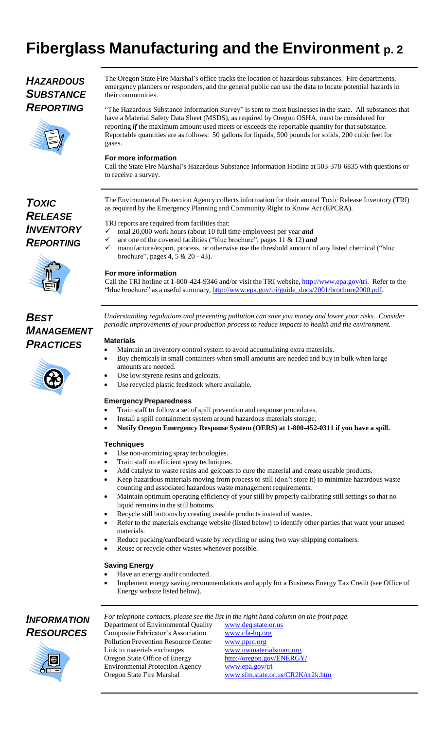# Fiberglass Manufacturing and the Environment p. 2

## *Hazardous Substance Reporting*

The Oregon State Fire Marshal's office tracks the location of hazardous substances. Fire departments, emergency planners or responders, and the general public can use the data to locate potential hazards in their communities.

"The Hazardous Substance Information Survey" is sent to most businesses in the state. All substances that have a Material Safety Data Sheet (MSDS), as required by Oregon OSHA, must be considered for reporting ***if*** the maximum amount used meets or exceeds the reportable quantity for that substance. Reportable quantities are as follows: 50 gallons for liquids, 500 pounds for solids, 200 cubic feet for gases.

### For more information

Call the State Fire Marshal's Hazardous Substance Information Hotline at 503-378-6835 with questions or to receive a survey.

## *Toxic Release Inventory Reporting*

The Environmental Protection Agency collects information for their annual Toxic Release Inventory (TRI) as required by the Emergency Planning and Community Right to Know Act (EPCRA).

TRI reports are required from facilities that:

- ✓ total 20,000 work hours (about 10 full time employees) per year ***and***
- ✓ are one of the covered facilities ("blue brochure", pages 11 & 12) ***and***
- ✓ manufacture/export, process, or otherwise use the threshold amount of any listed chemical ("blue brochure", pages 4, 5 & 20 - 43).

### For more information

Call the TRI hotline at 1-800-424-9346 and/or visit the TRI website, http://www.epa.gov/tri. Refer to the "blue brochure" as a useful summary, http://www.epa.gov/tri/guide_docs/2001/brochure2000.pdf.

## *Best Management Practices*

*Understanding regulations and preventing pollution can save you money and lower your risks. Consider periodic improvements of your production process to reduce impacts to health and the environment.*

### Materials

- Maintain an inventory control system to avoid accumulating extra materials.
- Buy chemicals in small containers when small amounts are needed and buy in bulk when large amounts are needed.
- Use low styrene resins and gelcoats.
- Use recycled plastic feedstock where available.

### Emergency Preparedness

- Train staff to follow a set of spill prevention and response procedures.
- Install a spill containment system around hazardous materials storage.
- **Notify Oregon Emergency Response System (OERS) at 1-800-452-0311 if you have a spill.**

### Techniques

- Use non-atomizing spray technologies.
- Train staff on efficient spray techniques.
- Add catalyst to waste resins and gelcoats to cure the material and create useable products.
- Keep hazardous materials moving from process to still (don't store it) to minimize hazardous waste counting and associated hazardous waste management requirements.
- Maintain optimum operating efficiency of your still by properly calibrating still settings so that no liquid remains in the still bottoms.
- Recycle still bottoms by creating useable products instead of wastes.
- Refer to the materials exchange website (listed below) to identify other parties that want your unused materials.
- Reduce packing/cardboard waste by recycling or using two way shipping containers.
- Reuse or recycle other wastes whenever possible.

### Saving Energy

- Have an energy audit conducted.
- Implement energy saving recommendations and apply for a Business Energy Tax Credit (see Office of Energy website listed below).

## *Information Resources*

*For telephone contacts, please see the list in the right hand column on the front page.*

| | |
|---|---|
| Department of Environmental Quality | www.deq.state.or.us |
| Composite Fabricator's Association | www.cfa-hq.org |
| Pollution Prevention Resource Center | www.pprc.org |
| Link to materials exchanges | www.nwmaterialsmart.org |
| Oregon State Office of Energy | http://oregon.gov/ENERGY/ |
| Environmental Protection Agency | www.epa.gov/tri |
| Oregon State Fire Marshal | www.sfm.state.or.us/CR2K/cr2k.htm |